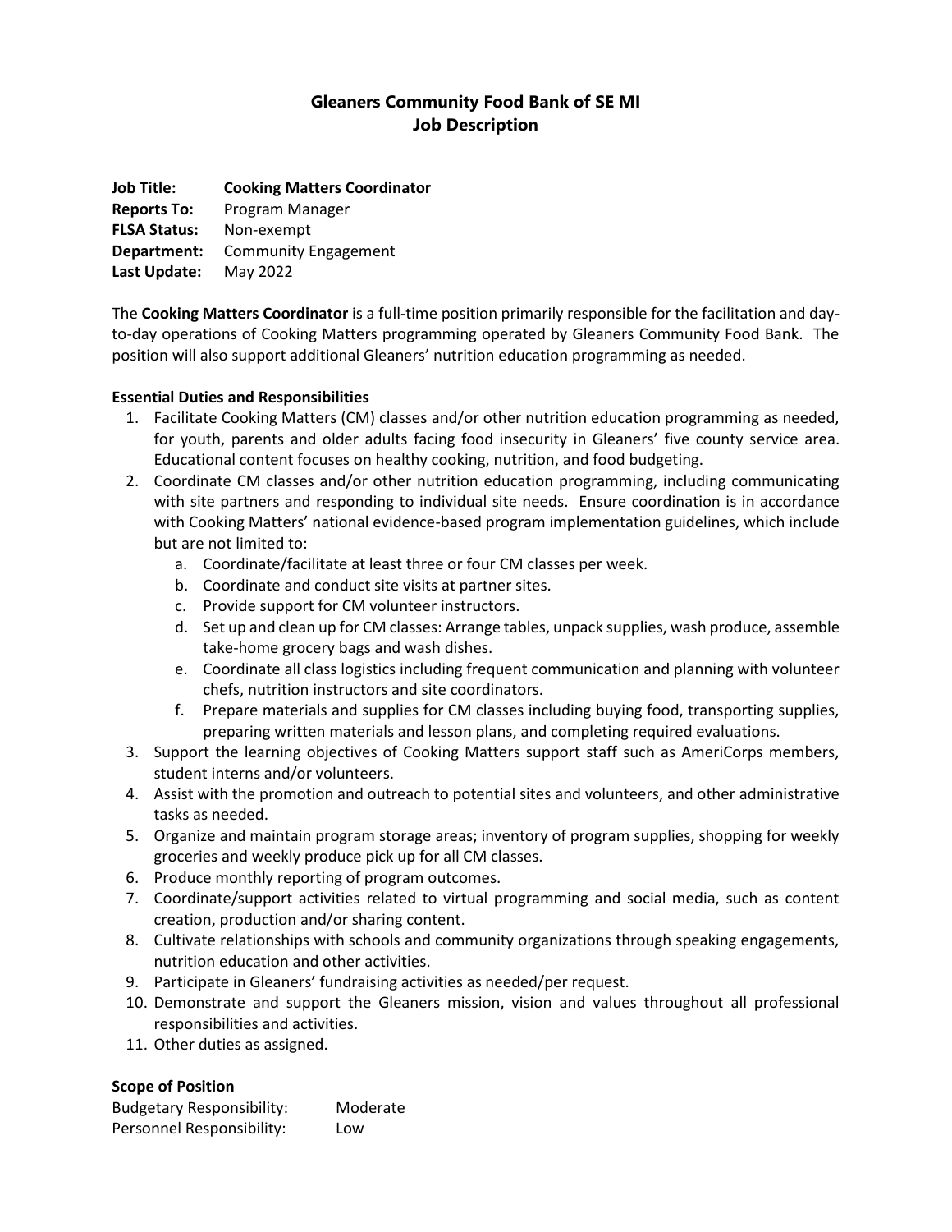# Gleaners Community Food Bank of SE MI
## Job Description

**Job Title:** **Cooking Matters Coordinator**
**Reports To:** Program Manager
**FLSA Status:** Non-exempt
**Department:** Community Engagement
**Last Update:** May 2022

The **Cooking Matters Coordinator** is a full-time position primarily responsible for the facilitation and day-to-day operations of Cooking Matters programming operated by Gleaners Community Food Bank. The position will also support additional Gleaners' nutrition education programming as needed.

**Essential Duties and Responsibilities**

1. Facilitate Cooking Matters (CM) classes and/or other nutrition education programming as needed, for youth, parents and older adults facing food insecurity in Gleaners' five county service area. Educational content focuses on healthy cooking, nutrition, and food budgeting.
2. Coordinate CM classes and/or other nutrition education programming, including communicating with site partners and responding to individual site needs. Ensure coordination is in accordance with Cooking Matters' national evidence-based program implementation guidelines, which include but are not limited to:
   a. Coordinate/facilitate at least three or four CM classes per week.
   b. Coordinate and conduct site visits at partner sites.
   c. Provide support for CM volunteer instructors.
   d. Set up and clean up for CM classes: Arrange tables, unpack supplies, wash produce, assemble take-home grocery bags and wash dishes.
   e. Coordinate all class logistics including frequent communication and planning with volunteer chefs, nutrition instructors and site coordinators.
   f. Prepare materials and supplies for CM classes including buying food, transporting supplies, preparing written materials and lesson plans, and completing required evaluations.
3. Support the learning objectives of Cooking Matters support staff such as AmeriCorps members, student interns and/or volunteers.
4. Assist with the promotion and outreach to potential sites and volunteers, and other administrative tasks as needed.
5. Organize and maintain program storage areas; inventory of program supplies, shopping for weekly groceries and weekly produce pick up for all CM classes.
6. Produce monthly reporting of program outcomes.
7. Coordinate/support activities related to virtual programming and social media, such as content creation, production and/or sharing content.
8. Cultivate relationships with schools and community organizations through speaking engagements, nutrition education and other activities.
9. Participate in Gleaners' fundraising activities as needed/per request.
10. Demonstrate and support the Gleaners mission, vision and values throughout all professional responsibilities and activities.
11. Other duties as assigned.

**Scope of Position**

Budgetary Responsibility: Moderate
Personnel Responsibility: Low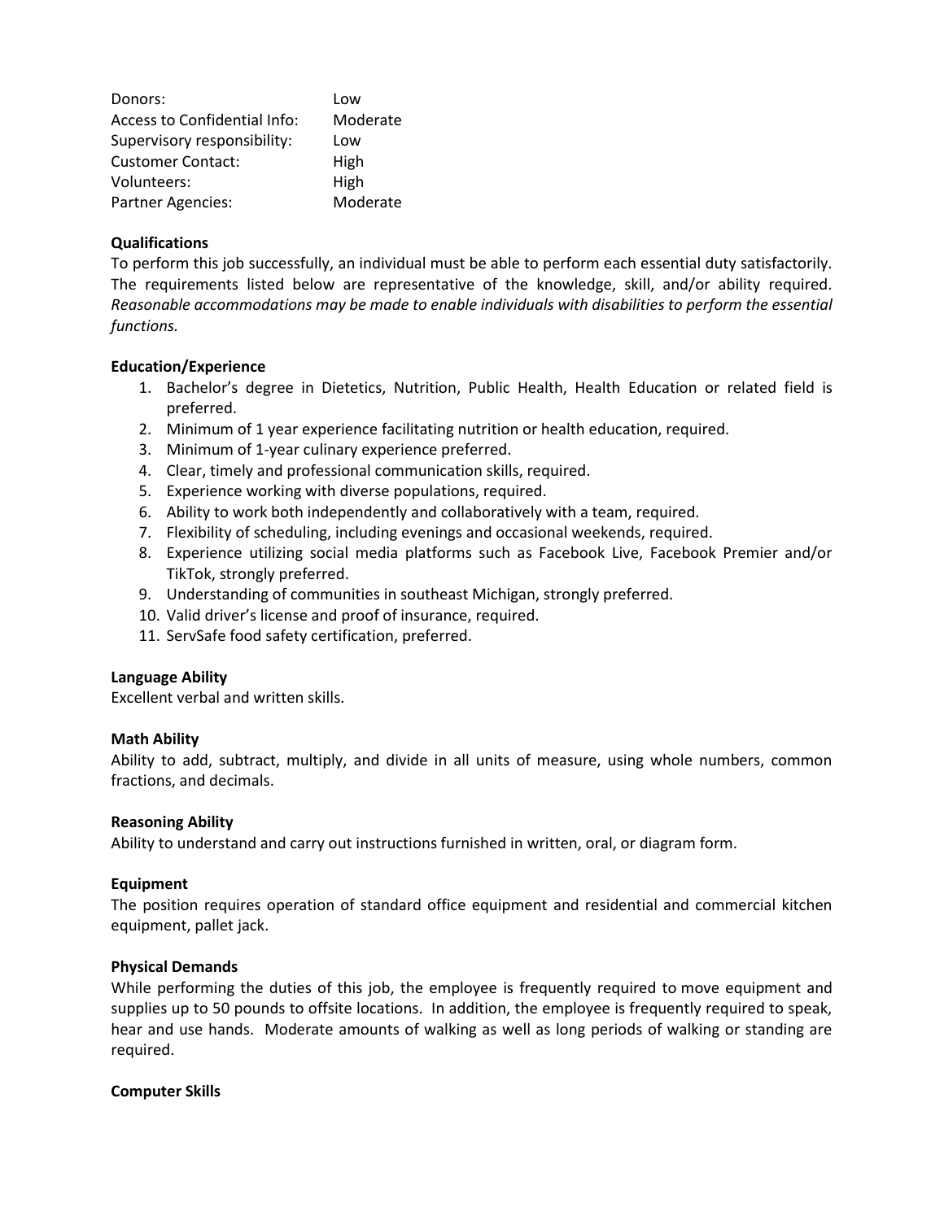| | |
|---|---|
| Donors: | Low |
| Access to Confidential Info: | Moderate |
| Supervisory responsibility: | Low |
| Customer Contact: | High |
| Volunteers: | High |
| Partner Agencies: | Moderate |

**Qualifications**

To perform this job successfully, an individual must be able to perform each essential duty satisfactorily. The requirements listed below are representative of the knowledge, skill, and/or ability required. *Reasonable accommodations may be made to enable individuals with disabilities to perform the essential functions.*

**Education/Experience**

1. Bachelor's degree in Dietetics, Nutrition, Public Health, Health Education or related field is preferred.
2. Minimum of 1 year experience facilitating nutrition or health education, required.
3. Minimum of 1-year culinary experience preferred.
4. Clear, timely and professional communication skills, required.
5. Experience working with diverse populations, required.
6. Ability to work both independently and collaboratively with a team, required.
7. Flexibility of scheduling, including evenings and occasional weekends, required.
8. Experience utilizing social media platforms such as Facebook Live, Facebook Premier and/or TikTok, strongly preferred.
9. Understanding of communities in southeast Michigan, strongly preferred.
10. Valid driver's license and proof of insurance, required.
11. ServSafe food safety certification, preferred.

**Language Ability**

Excellent verbal and written skills.

**Math Ability**

Ability to add, subtract, multiply, and divide in all units of measure, using whole numbers, common fractions, and decimals.

**Reasoning Ability**

Ability to understand and carry out instructions furnished in written, oral, or diagram form.

**Equipment**

The position requires operation of standard office equipment and residential and commercial kitchen equipment, pallet jack.

**Physical Demands**

While performing the duties of this job, the employee is frequently required to move equipment and supplies up to 50 pounds to offsite locations. In addition, the employee is frequently required to speak, hear and use hands. Moderate amounts of walking as well as long periods of walking or standing are required.

**Computer Skills**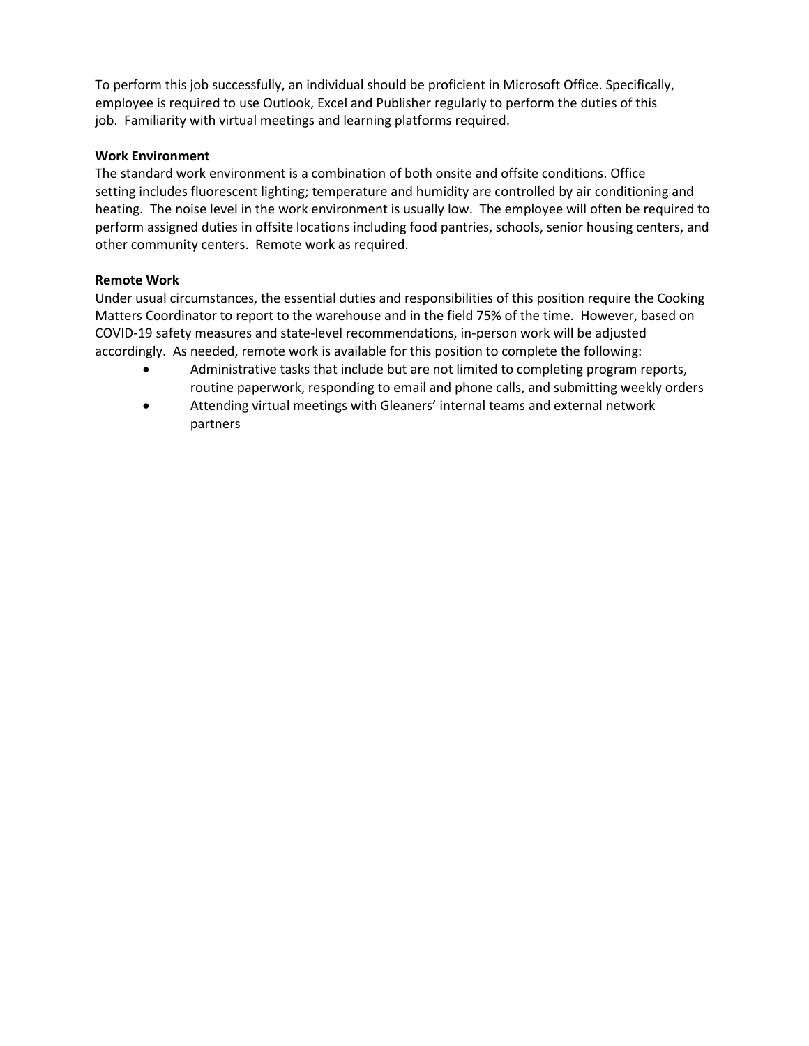To perform this job successfully, an individual should be proficient in Microsoft Office. Specifically, employee is required to use Outlook, Excel and Publisher regularly to perform the duties of this job. Familiarity with virtual meetings and learning platforms required.

**Work Environment**

The standard work environment is a combination of both onsite and offsite conditions. Office setting includes fluorescent lighting; temperature and humidity are controlled by air conditioning and heating. The noise level in the work environment is usually low. The employee will often be required to perform assigned duties in offsite locations including food pantries, schools, senior housing centers, and other community centers. Remote work as required.

**Remote Work**

Under usual circumstances, the essential duties and responsibilities of this position require the Cooking Matters Coordinator to report to the warehouse and in the field 75% of the time. However, based on COVID-19 safety measures and state-level recommendations, in-person work will be adjusted accordingly. As needed, remote work is available for this position to complete the following:

- Administrative tasks that include but are not limited to completing program reports, routine paperwork, responding to email and phone calls, and submitting weekly orders
- Attending virtual meetings with Gleaners' internal teams and external network partners